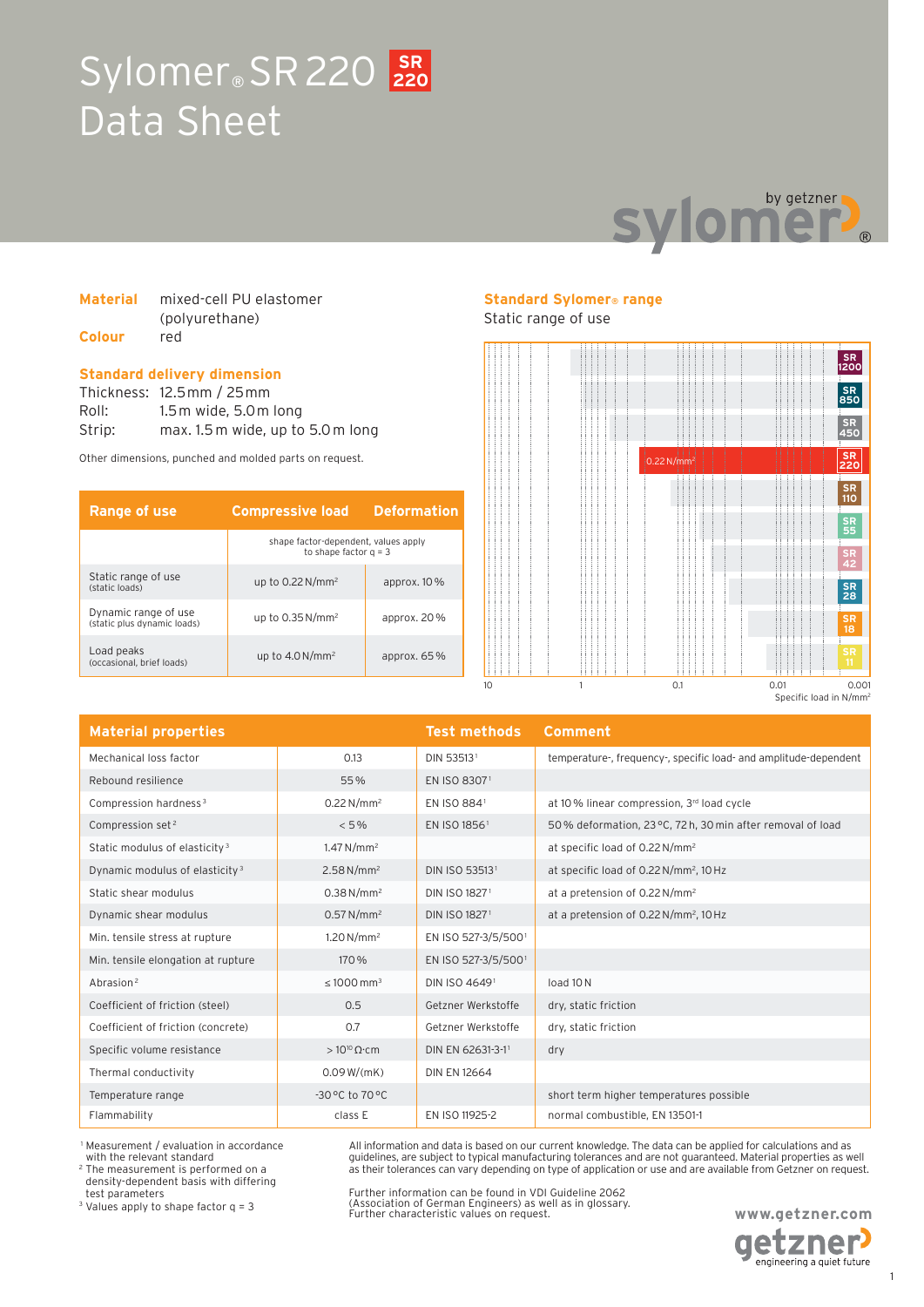# Sylomer® SR 220 Data Sheet

**Material** mixed-cell PU elastomer (polyurethane)
**Colour** red

## Standard delivery dimension

Thickness: 12.5 mm / 25 mm
Roll: 1.5 m wide, 5.0 m long
Strip: max. 1.5 m wide, up to 5.0 m long

Other dimensions, punched and molded parts on request.

| Range of use | Compressive load | Deformation |
|---|---|---|
| | shape factor-dependent, values apply to shape factor q = 3 | |
| Static range of use (static loads) | up to 0.22 N/mm² | approx. 10 % |
| Dynamic range of use (static plus dynamic loads) | up to 0.35 N/mm² | approx. 20 % |
| Load peaks (occasional, brief loads) | up to 4.0 N/mm² | approx. 65 % |

## Standard Sylomer® range

Static range of use

SR 1200, SR 850, SR 450, SR 220 (0.22 N/mm²), SR 110, SR 55, SR 42, SR 28, SR 18, SR 11

Specific load in N/mm²: 10, 1, 0.1, 0.01, 0.001

## Material properties

| Material properties | | Test methods | Comment |
|---|---|---|---|
| Mechanical loss factor | 0.13 | DIN 53513[1] | temperature-, frequency-, specific load- and amplitude-dependent |
| Rebound resilience | 55 % | EN ISO 8307[1] | |
| Compression hardness[3] | 0.22 N/mm² | EN ISO 884[1] | at 10 % linear compression, 3rd load cycle |
| Compression set[2] | < 5 % | EN ISO 1856[1] | 50 % deformation, 23 °C, 72 h, 30 min after removal of load |
| Static modulus of elasticity[3] | 1.47 N/mm² | | at specific load of 0.22 N/mm² |
| Dynamic modulus of elasticity[3] | 2.58 N/mm² | DIN ISO 53513[1] | at specific load of 0.22 N/mm², 10 Hz |
| Static shear modulus | 0.38 N/mm² | DIN ISO 1827[1] | at a pretension of 0.22 N/mm² |
| Dynamic shear modulus | 0.57 N/mm² | DIN ISO 1827[1] | at a pretension of 0.22 N/mm², 10 Hz |
| Min. tensile stress at rupture | 1.20 N/mm² | EN ISO 527-3/5/500[1] | |
| Min. tensile elongation at rupture | 170 % | EN ISO 527-3/5/500[1] | |
| Abrasion[2] | ≤ 1000 mm³ | DIN ISO 4649[1] | load 10 N |
| Coefficient of friction (steel) | 0.5 | Getzner Werkstoffe | dry, static friction |
| Coefficient of friction (concrete) | 0.7 | Getzner Werkstoffe | dry, static friction |
| Specific volume resistance | > $10^{10}$ Ω·cm | DIN EN 62631-3-1[1] | dry |
| Thermal conductivity | 0.09 W/(mK) | DIN EN 12664 | |
| Temperature range | -30 °C to 70 °C | | short term higher temperatures possible |
| Flammability | class E | EN ISO 11925-2 | normal combustible, EN 13501-1 |

[1] Measurement / evaluation in accordance with the relevant standard
[2] The measurement is performed on a density-dependent basis with differing test parameters
[3] Values apply to shape factor q = 3

All information and data is based on our current knowledge. The data can be applied for calculations and as guidelines, are subject to typical manufacturing tolerances and are not guaranteed. Material properties as well as their tolerances can vary depending on type of application or use and are available from Getzner on request.

Further information can be found in VDI Guideline 2062 (Association of German Engineers) as well as in glossary. Further characteristic values on request.

www.getzner.com
getzner engineering a quiet future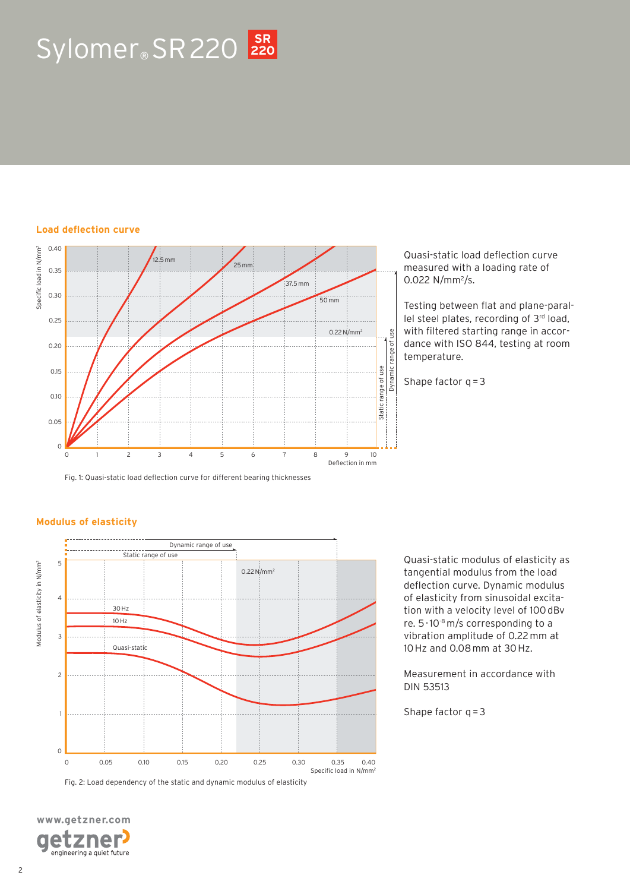# Sylomer® SR 220

## Load deflection curve

Quasi-static load deflection curve measured with a loading rate of 0.022 N/mm²/s.

Testing between flat and plane-parallel steel plates, recording of 3rd load, with filtered starting range in accordance with ISO 844, testing at room temperature.

Shape factor q = 3

Fig. 1: Quasi-static load deflection curve for different bearing thicknesses

## Modulus of elasticity

Quasi-static modulus of elasticity as tangential modulus from the load deflection curve. Dynamic modulus of elasticity from sinusoidal excitation with a velocity level of 100 dBv re. $5 \cdot 10^{-8}$ m/s corresponding to a vibration amplitude of 0.22 mm at 10 Hz and 0.08 mm at 30 Hz.

Measurement in accordance with DIN 53513

Shape factor q = 3

Fig. 2: Load dependency of the static and dynamic modulus of elasticity

www.getzner.com

getzner engineering a quiet future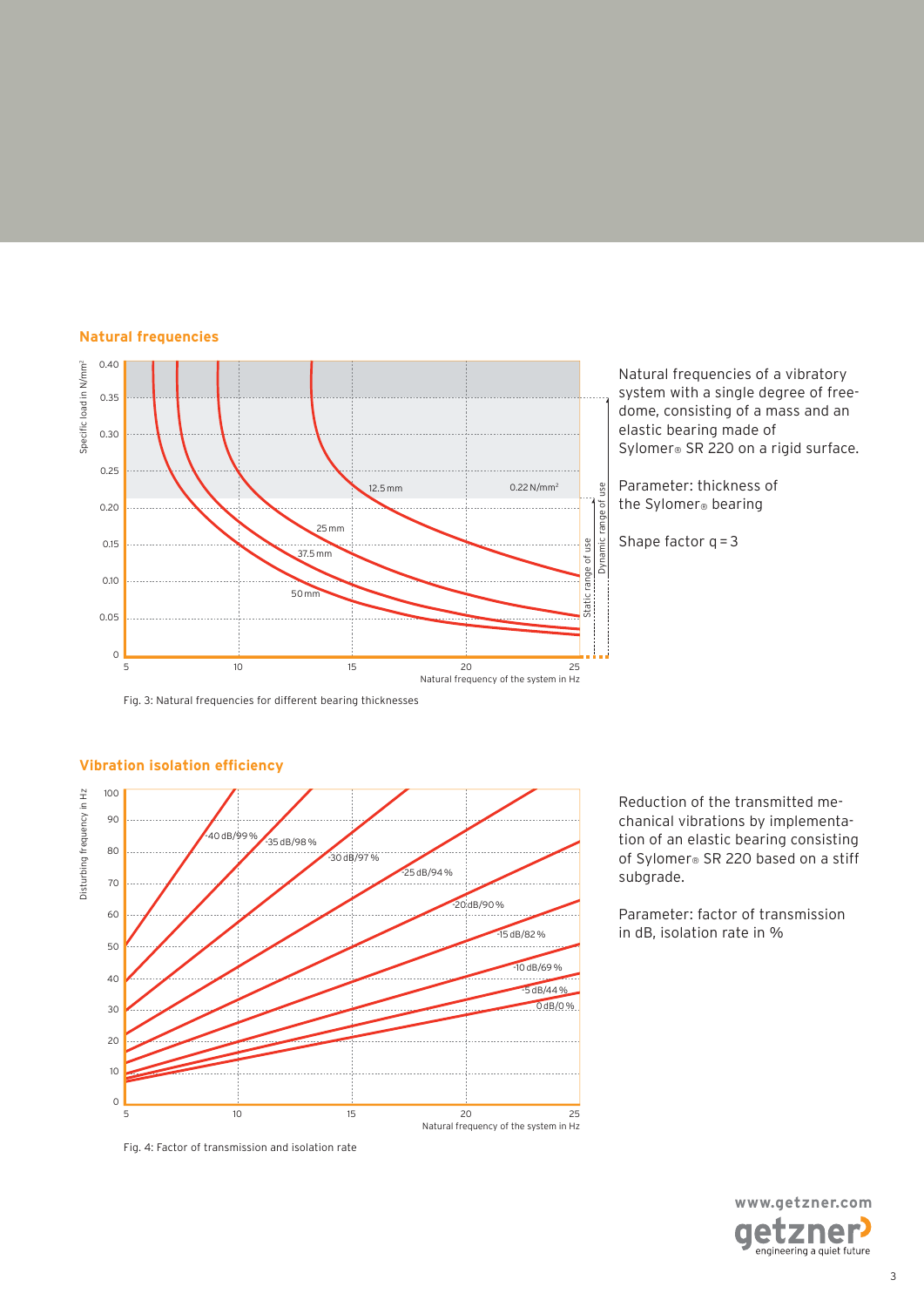## Natural frequencies

Natural frequencies of a vibratory system with a single degree of freedome, consisting of a mass and an elastic bearing made of Sylomer® SR 220 on a rigid surface.

Parameter: thickness of the Sylomer® bearing

Shape factor q = 3

Fig. 3: Natural frequencies for different bearing thicknesses

## Vibration isolation efficiency

Reduction of the transmitted mechanical vibrations by implementation of an elastic bearing consisting of Sylomer® SR 220 based on a stiff subgrade.

Parameter: factor of transmission in dB, isolation rate in %

Fig. 4: Factor of transmission and isolation rate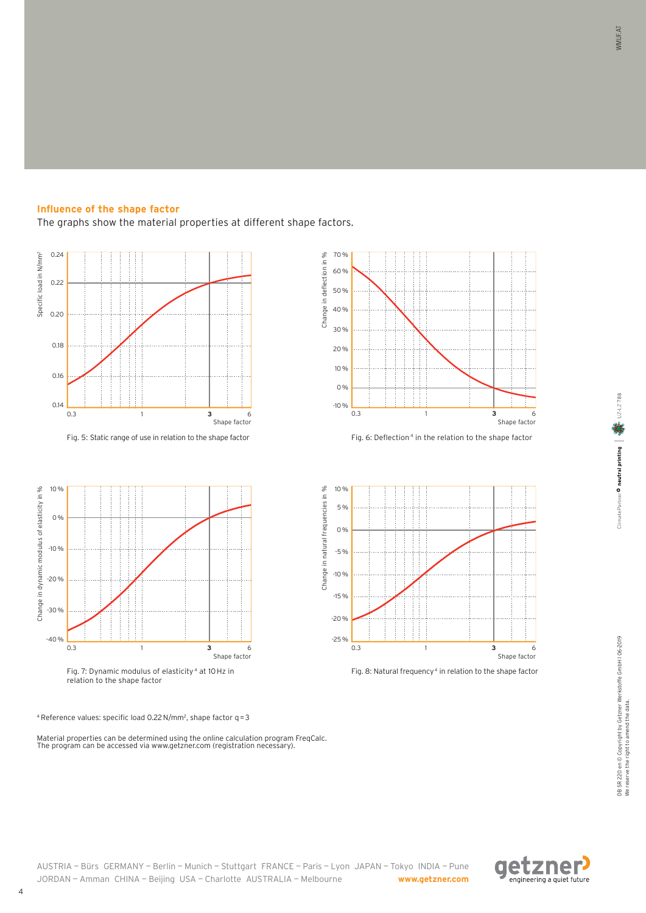## Influence of the shape factor

The graphs show the material properties at different shape factors.

Specific load in N/mm²

0.24
0.22
0.20
0.18
0.16
0.14

0.3 1 3 6

Shape factor

Fig. 5: Static range of use in relation to the shape factor

Change in deflection in %

70 %
60 %
50 %
40 %
30 %
20 %
10 %
0 %
-10 %

0.3 1 3 6

Shape factor

Fig. 6: Deflection[4] in the relation to the shape factor

Change in dynamic modulus of elasticity in %

10 %
0 %
-10 %
-20 %
-30 %
-40 %

0.3 1 3 6

Shape factor

Fig. 7: Dynamic modulus of elasticity[4] at 10 Hz in relation to the shape factor

Change in natural frequencies in %

10 %
5 %
0 %
-5 %
-10 %
-15 %
-20 %
-25 %

0.3 1 3 6

Shape factor

Fig. 8: Natural frequency[4] in relation to the shape factor

[4] Reference values: specific load 0.22 N/mm², shape factor q = 3

Material properties can be determined using the online calculation program FreqCalc.
The program can be accessed via www.getzner.com (registration necessary).

AUSTRIA – Bürs GERMANY – Berlin – Munich – Stuttgart FRANCE – Paris – Lyon JAPAN – Tokyo INDIA – Pune
JORDAN – Amman CHINA – Beijing USA – Charlotte AUSTRALIA – Melbourne **www.getzner.com**

getzner engineering a quiet future

DB SR 220 en © Copyright by Getzner Werkstoffe GmbH I 06-2019
We reserve the right to amend the data.